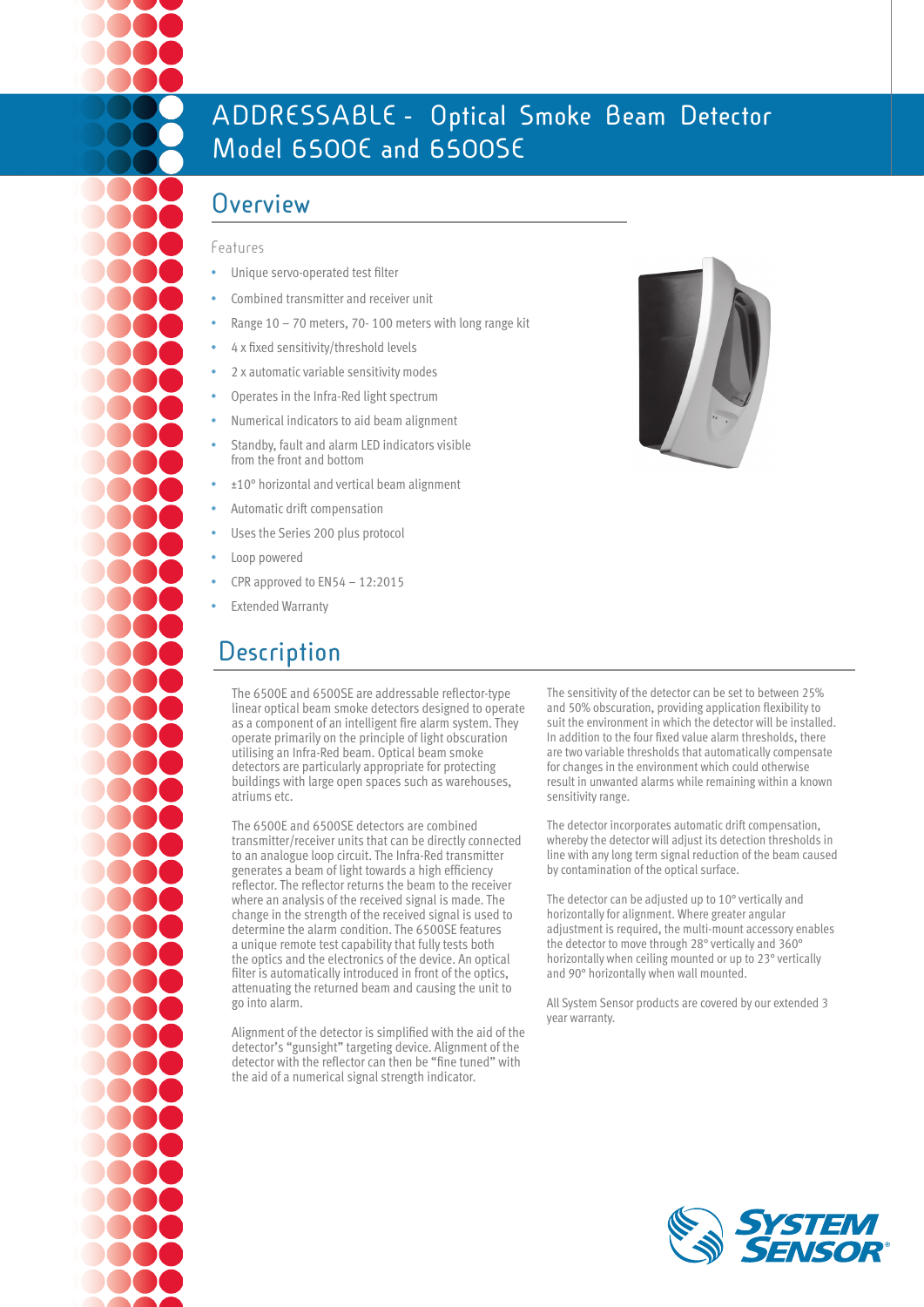# ADDRESSABLE - Optical Smoke Beam Detector Model 6500E and 6500SE

## Overview

### Features

- Unique servo-operated test filter
- Combined transmitter and receiver unit
- Range 10 – 70 meters, 70- 100 meters with long range kit
- 4 x fixed sensitivity/threshold levels
- 2 x automatic variable sensitivity modes
- Operates in the Infra-Red light spectrum
- Numerical indicators to aid beam alignment
- Standby, fault and alarm LED indicators visible from the front and bottom
- ±10° horizontal and vertical beam alignment
- Automatic drift compensation
- Uses the Series 200 plus protocol
- Loop powered
- CPR approved to EN54 – 12:2015
- Extended Warranty

## Description

The 6500E and 6500SE are addressable reflector-type linear optical beam smoke detectors designed to operate as a component of an intelligent fire alarm system. They operate primarily on the principle of light obscuration utilising an Infra-Red beam. Optical beam smoke detectors are particularly appropriate for protecting buildings with large open spaces such as warehouses, atriums etc.

The 6500E and 6500SE detectors are combined transmitter/receiver units that can be directly connected to an analogue loop circuit. The Infra-Red transmitter generates a beam of light towards a high efficiency reflector. The reflector returns the beam to the receiver where an analysis of the received signal is made. The change in the strength of the received signal is used to determine the alarm condition. The 6500SE features a unique remote test capability that fully tests both the optics and the electronics of the device. An optical filter is automatically introduced in front of the optics, attenuating the returned beam and causing the unit to go into alarm.

Alignment of the detector is simplified with the aid of the detector's "gunsight" targeting device. Alignment of the detector with the reflector can then be "fine tuned" with the aid of a numerical signal strength indicator.

The sensitivity of the detector can be set to between 25% and 50% obscuration, providing application flexibility to suit the environment in which the detector will be installed. In addition to the four fixed value alarm thresholds, there are two variable thresholds that automatically compensate for changes in the environment which could otherwise result in unwanted alarms while remaining within a known sensitivity range.

The detector incorporates automatic drift compensation, whereby the detector will adjust its detection thresholds in line with any long term signal reduction of the beam caused by contamination of the optical surface.

The detector can be adjusted up to 10° vertically and horizontally for alignment. Where greater angular adjustment is required, the multi-mount accessory enables the detector to move through 28° vertically and 360° horizontally when ceiling mounted or up to 23° vertically and 90° horizontally when wall mounted.

All System Sensor products are covered by our extended 3 year warranty.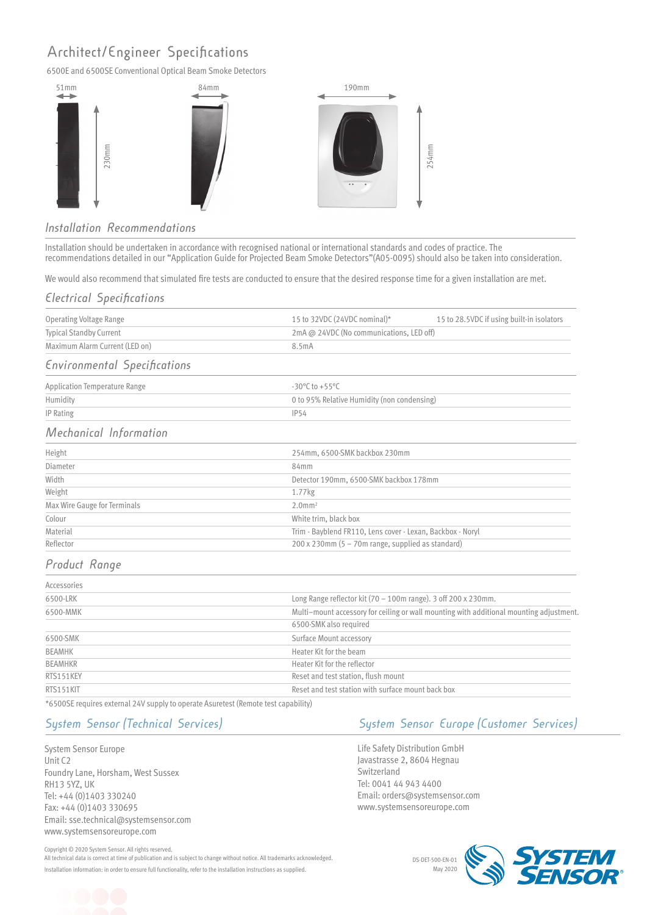# Architect/Engineer Specifications

6500E and 6500SE Conventional Optical Beam Smoke Detectors

51mm
230mm
84mm
190mm
254mm

## Installation Recommendations

Installation should be undertaken in accordance with recognised national or international standards and codes of practice. The recommendations detailed in our "Application Guide for Projected Beam Smoke Detectors"(A05-0095) should also be taken into consideration.

We would also recommend that simulated fire tests are conducted to ensure that the desired response time for a given installation are met.

## Electrical Specifications

| | | |
|---|---|---|
| Operating Voltage Range | 15 to 32VDC (24VDC nominal)* | 15 to 28.5VDC if using built-in isolators |
| Typical Standby Current | 2mA @ 24VDC (No communications, LED off) | |
| Maximum Alarm Current (LED on) | 8.5mA | |

## Environmental Specifications

| | |
|---|---|
| Application Temperature Range | -30°C to +55°C |
| Humidity | 0 to 95% Relative Humidity (non condensing) |
| IP Rating | IP54 |

## Mechanical Information

| | |
|---|---|
| Height | 254mm, 6500-SMK backbox 230mm |
| Diameter | 84mm |
| Width | Detector 190mm, 6500-SMK backbox 178mm |
| Weight | 1.77kg |
| Max Wire Gauge for Terminals | 2.0mm² |
| Colour | White trim, black box |
| Material | Trim - Bayblend FR110, Lens cover - Lexan, Backbox - Noryl |
| Reflector | 200 x 230mm (5 – 70m range, supplied as standard) |

## Product Range

| | |
|---|---|
| Accessories | |
| 6500-LRK | Long Range reflector kit (70 – 100m range). 3 off 200 x 230mm. |
| 6500-MMK | Multi–mount accessory for ceiling or wall mounting with additional mounting adjustment. 6500-SMK also required |
| 6500-SMK | Surface Mount accessory |
| BEAMHK | Heater Kit for the beam |
| BEAMHKR | Heater Kit for the reflector |
| RTS151KEY | Reset and test station, flush mount |
| RTS151KIT | Reset and test station with surface mount back box |

*6500SE requires external 24V supply to operate Asuretest (Remote test capability)

## System Sensor (Technical Services)

System Sensor Europe
Unit C2
Foundry Lane, Horsham, West Sussex
RH13 5YZ, UK
Tel: +44 (0)1403 330240
Fax: +44 (0)1403 330695
Email: sse.technical@systemsensor.com
www.systemsensoreurope.com

## System Sensor Europe (Customer Services)

Life Safety Distribution GmbH
Javastrasse 2, 8604 Hegnau
Switzerland
Tel: 0041 44 943 4400
Email: orders@systemsensor.com
www.systemsensoreurope.com

Copyright © 2020 System Sensor. All rights reserved.
All technical data is correct at time of publication and is subject to change without notice. All trademarks acknowledged.
Installation information: in order to ensure full functionality, refer to the installation instructions as supplied.

DS-DET-500-EN-01
May 2020

SYSTEM SENSOR®